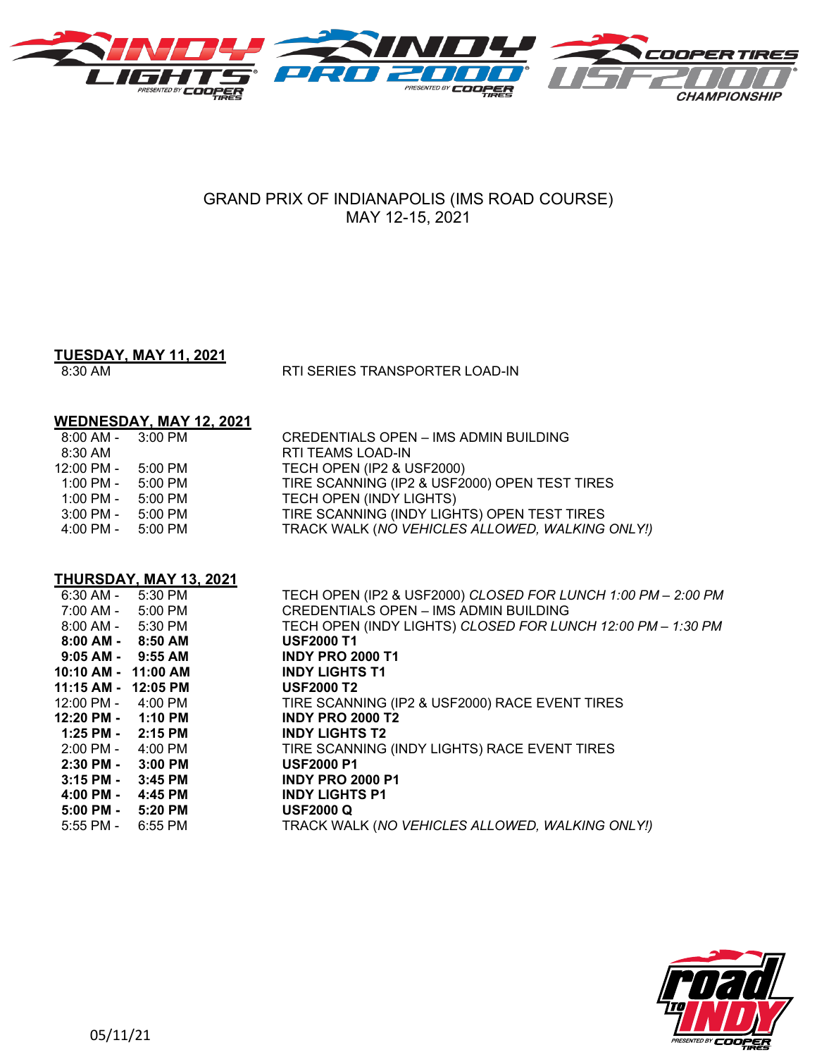GRAND PRIX OF INDIANAPOLIS (IMS ROAD COURSE)
MAY 12-15, 2021

**TUESDAY, MAY 11, 2021**

| Time | Event |
|---|---|
| 8:30 AM | RTI SERIES TRANSPORTER LOAD-IN |

**WEDNESDAY, MAY 12, 2021**

| Time | Event |
|---|---|
| 8:00 AM - 3:00 PM | CREDENTIALS OPEN – IMS ADMIN BUILDING |
| 8:30 AM | RTI TEAMS LOAD-IN |
| 12:00 PM - 5:00 PM | TECH OPEN (IP2 & USF2000) |
| 1:00 PM - 5:00 PM | TIRE SCANNING (IP2 & USF2000) OPEN TEST TIRES |
| 1:00 PM - 5:00 PM | TECH OPEN (INDY LIGHTS) |
| 3:00 PM - 5:00 PM | TIRE SCANNING (INDY LIGHTS) OPEN TEST TIRES |
| 4:00 PM - 5:00 PM | TRACK WALK (*NO VEHICLES ALLOWED, WALKING ONLY!)* |

**THURSDAY, MAY 13, 2021**

| Time | Event |
|---|---|
| 6:30 AM - 5:30 PM | TECH OPEN (IP2 & USF2000) *CLOSED FOR LUNCH 1:00 PM – 2:00 PM* |
| 7:00 AM - 5:00 PM | CREDENTIALS OPEN – IMS ADMIN BUILDING |
| 8:00 AM - 5:30 PM | TECH OPEN (INDY LIGHTS) *CLOSED FOR LUNCH 12:00 PM – 1:30 PM* |
| **8:00 AM - 8:50 AM** | **USF2000 T1** |
| **9:05 AM - 9:55 AM** | **INDY PRO 2000 T1** |
| **10:10 AM - 11:00 AM** | **INDY LIGHTS T1** |
| **11:15 AM - 12:05 PM** | **USF2000 T2** |
| 12:00 PM - 4:00 PM | TIRE SCANNING (IP2 & USF2000) RACE EVENT TIRES |
| **12:20 PM - 1:10 PM** | **INDY PRO 2000 T2** |
| **1:25 PM - 2:15 PM** | **INDY LIGHTS T2** |
| 2:00 PM - 4:00 PM | TIRE SCANNING (INDY LIGHTS) RACE EVENT TIRES |
| **2:30 PM - 3:00 PM** | **USF2000 P1** |
| **3:15 PM - 3:45 PM** | **INDY PRO 2000 P1** |
| **4:00 PM - 4:45 PM** | **INDY LIGHTS P1** |
| **5:00 PM - 5:20 PM** | **USF2000 Q** |
| 5:55 PM - 6:55 PM | TRACK WALK (*NO VEHICLES ALLOWED, WALKING ONLY!)* |

05/11/21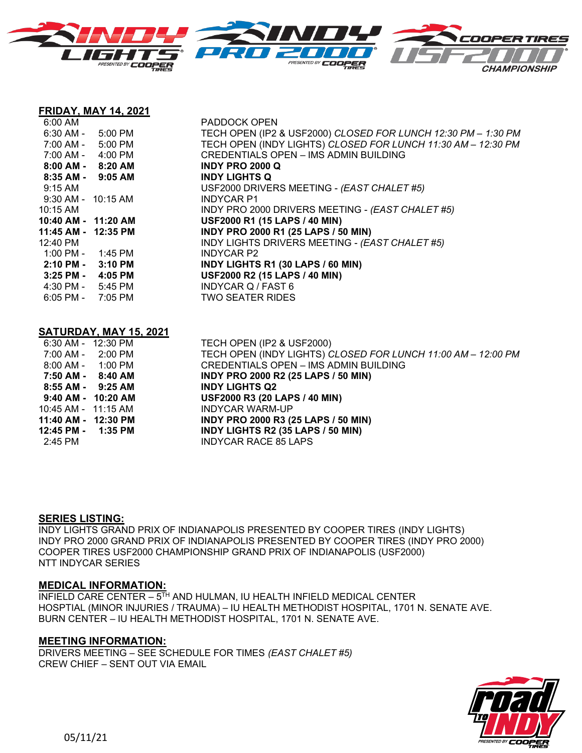## FRIDAY, MAY 14, 2021

| | |
|---|---|
| 6:00 AM | PADDOCK OPEN |
| 6:30 AM - 5:00 PM | TECH OPEN (IP2 & USF2000) *CLOSED FOR LUNCH 12:30 PM – 1:30 PM* |
| 7:00 AM - 5:00 PM | TECH OPEN (INDY LIGHTS) *CLOSED FOR LUNCH 11:30 AM – 12:30 PM* |
| 7:00 AM - 4:00 PM | CREDENTIALS OPEN – IMS ADMIN BUILDING |
| **8:00 AM - 8:20 AM** | **INDY PRO 2000 Q** |
| **8:35 AM - 9:05 AM** | **INDY LIGHTS Q** |
| 9:15 AM | USF2000 DRIVERS MEETING - *(EAST CHALET #5)* |
| 9:30 AM - 10:15 AM | INDYCAR P1 |
| 10:15 AM | INDY PRO 2000 DRIVERS MEETING - *(EAST CHALET #5)* |
| **10:40 AM - 11:20 AM** | **USF2000 R1 (15 LAPS / 40 MIN)** |
| **11:45 AM - 12:35 PM** | **INDY PRO 2000 R1 (25 LAPS / 50 MIN)** |
| 12:40 PM | INDY LIGHTS DRIVERS MEETING - *(EAST CHALET #5)* |
| 1:00 PM - 1:45 PM | INDYCAR P2 |
| **2:10 PM - 3:10 PM** | **INDY LIGHTS R1 (30 LAPS / 60 MIN)** |
| **3:25 PM - 4:05 PM** | **USF2000 R2 (15 LAPS / 40 MIN)** |
| 4:30 PM - 5:45 PM | INDYCAR Q / FAST 6 |
| 6:05 PM - 7:05 PM | TWO SEATER RIDES |

## SATURDAY, MAY 15, 2021

| | |
|---|---|
| 6:30 AM - 12:30 PM | TECH OPEN (IP2 & USF2000) |
| 7:00 AM - 2:00 PM | TECH OPEN (INDY LIGHTS) *CLOSED FOR LUNCH 11:00 AM – 12:00 PM* |
| 8:00 AM - 1:00 PM | CREDENTIALS OPEN – IMS ADMIN BUILDING |
| **7:50 AM - 8:40 AM** | **INDY PRO 2000 R2 (25 LAPS / 50 MIN)** |
| **8:55 AM - 9:25 AM** | **INDY LIGHTS Q2** |
| **9:40 AM - 10:20 AM** | **USF2000 R3 (20 LAPS / 40 MIN)** |
| 10:45 AM - 11:15 AM | INDYCAR WARM-UP |
| **11:40 AM - 12:30 PM** | **INDY PRO 2000 R3 (25 LAPS / 50 MIN)** |
| **12:45 PM - 1:35 PM** | **INDY LIGHTS R2 (35 LAPS / 50 MIN)** |
| 2:45 PM | INDYCAR RACE 85 LAPS |

## SERIES LISTING:

INDY LIGHTS GRAND PRIX OF INDIANAPOLIS PRESENTED BY COOPER TIRES (INDY LIGHTS)
INDY PRO 2000 GRAND PRIX OF INDIANAPOLIS PRESENTED BY COOPER TIRES (INDY PRO 2000)
COOPER TIRES USF2000 CHAMPIONSHIP GRAND PRIX OF INDIANAPOLIS (USF2000)
NTT INDYCAR SERIES

## MEDICAL INFORMATION:

INFIELD CARE CENTER – 5TH AND HULMAN, IU HEALTH INFIELD MEDICAL CENTER
HOSPTIAL (MINOR INJURIES / TRAUMA) – IU HEALTH METHODIST HOSPITAL, 1701 N. SENATE AVE.
BURN CENTER – IU HEALTH METHODIST HOSPITAL, 1701 N. SENATE AVE.

## MEETING INFORMATION:

DRIVERS MEETING – SEE SCHEDULE FOR TIMES *(EAST CHALET #5)*
CREW CHIEF – SENT OUT VIA EMAIL

05/11/21